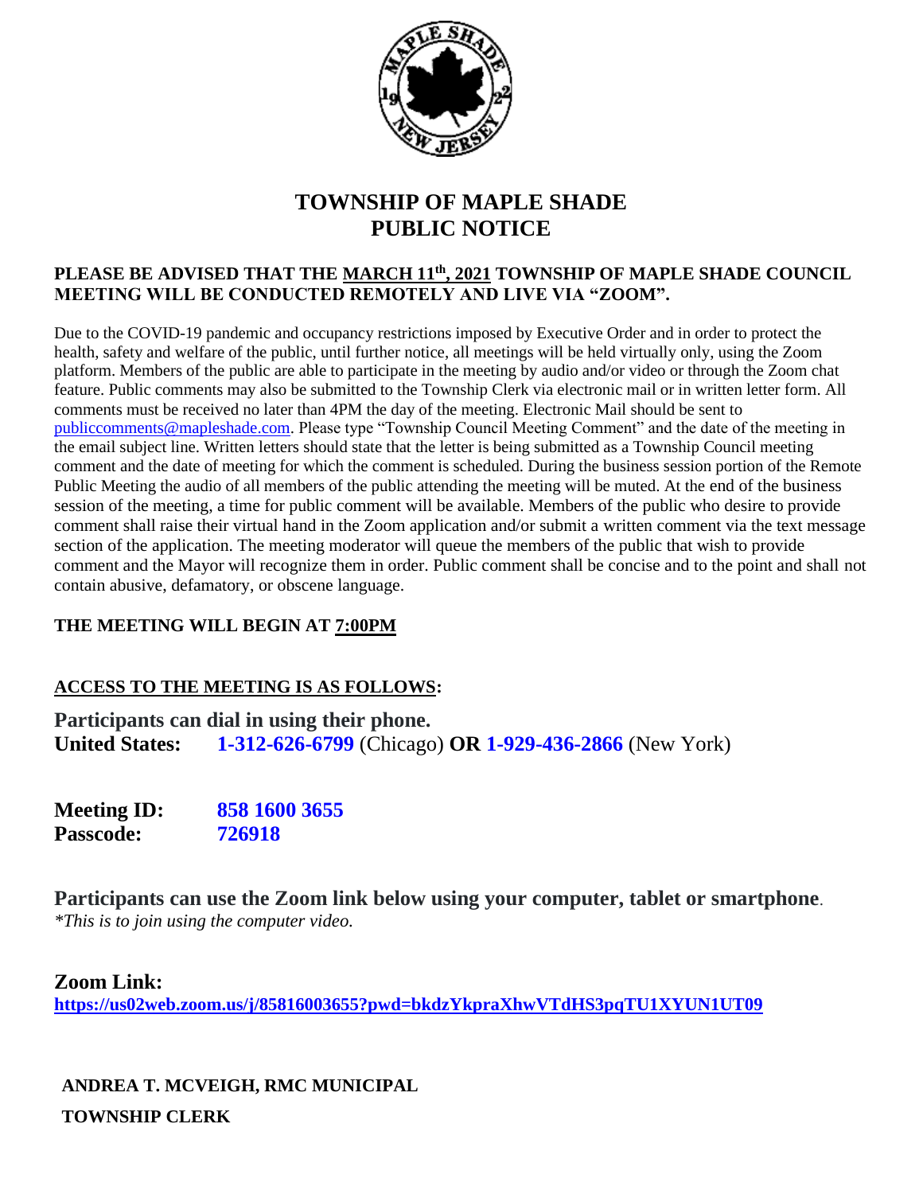# TOWNSHIP OF MAPLE SHADE
# PUBLIC NOTICE

**PLEASE BE ADVISED THAT THE MARCH 11th, 2021 TOWNSHIP OF MAPLE SHADE COUNCIL MEETING WILL BE CONDUCTED REMOTELY AND LIVE VIA "ZOOM".**

Due to the COVID-19 pandemic and occupancy restrictions imposed by Executive Order and in order to protect the health, safety and welfare of the public, until further notice, all meetings will be held virtually only, using the Zoom platform. Members of the public are able to participate in the meeting by audio and/or video or through the Zoom chat feature. Public comments may also be submitted to the Township Clerk via electronic mail or in written letter form. All comments must be received no later than 4PM the day of the meeting. Electronic Mail should be sent to publiccomments@mapleshade.com. Please type "Township Council Meeting Comment" and the date of the meeting in the email subject line. Written letters should state that the letter is being submitted as a Township Council meeting comment and the date of meeting for which the comment is scheduled. During the business session portion of the Remote Public Meeting the audio of all members of the public attending the meeting will be muted. At the end of the business session of the meeting, a time for public comment will be available. Members of the public who desire to provide comment shall raise their virtual hand in the Zoom application and/or submit a written comment via the text message section of the application. The meeting moderator will queue the members of the public that wish to provide comment and the Mayor will recognize them in order. Public comment shall be concise and to the point and shall not contain abusive, defamatory, or obscene language.

**THE MEETING WILL BEGIN AT 7:00PM**

**ACCESS TO THE MEETING IS AS FOLLOWS:**

**Participants can dial in using their phone.**
**United States:** **1-312-626-6799** (Chicago) **OR** **1-929-436-2866** (New York)

**Meeting ID:** **858 1600 3655**
**Passcode:** **726918**

**Participants can use the Zoom link below using your computer, tablet or smartphone**.
*\*This is to join using the computer video.*

**Zoom Link:**
**https://us02web.zoom.us/j/85816003655?pwd=bkdzYkpraXhwVTdHS3pqTU1XYUN1UT09**

**ANDREA T. MCVEIGH, RMC MUNICIPAL**
**TOWNSHIP CLERK**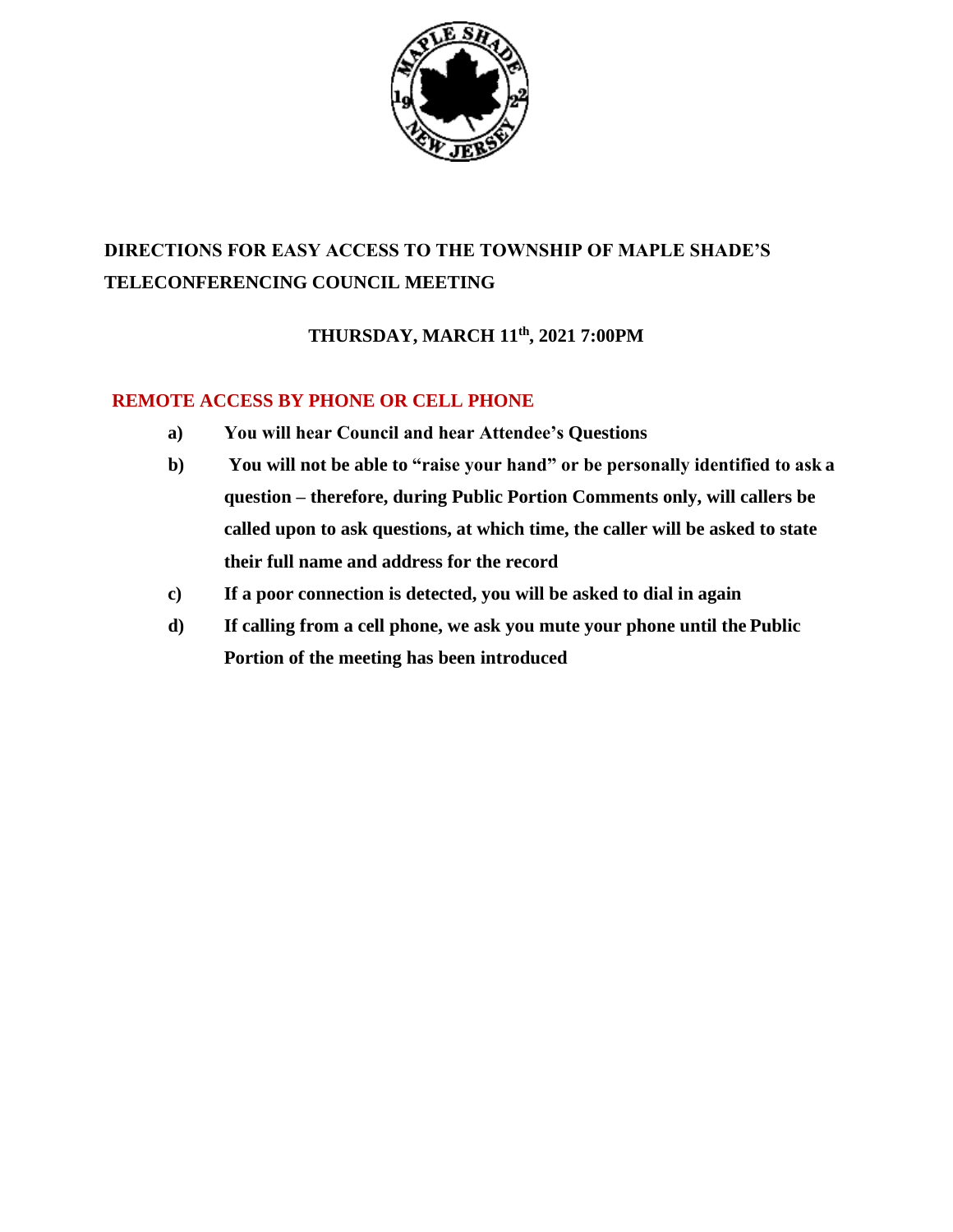**DIRECTIONS FOR EASY ACCESS TO THE TOWNSHIP OF MAPLE SHADE'S TELECONFERENCING COUNCIL MEETING**

**THURSDAY, MARCH 11th, 2021 7:00PM**

## REMOTE ACCESS BY PHONE OR CELL PHONE

- **a)** **You will hear Council and hear Attendee's Questions**
- **b)** **You will not be able to "raise your hand" or be personally identified to ask a question – therefore, during Public Portion Comments only, will callers be called upon to ask questions, at which time, the caller will be asked to state their full name and address for the record**
- **c)** **If a poor connection is detected, you will be asked to dial in again**
- **d)** **If calling from a cell phone, we ask you mute your phone until the Public Portion of the meeting has been introduced**